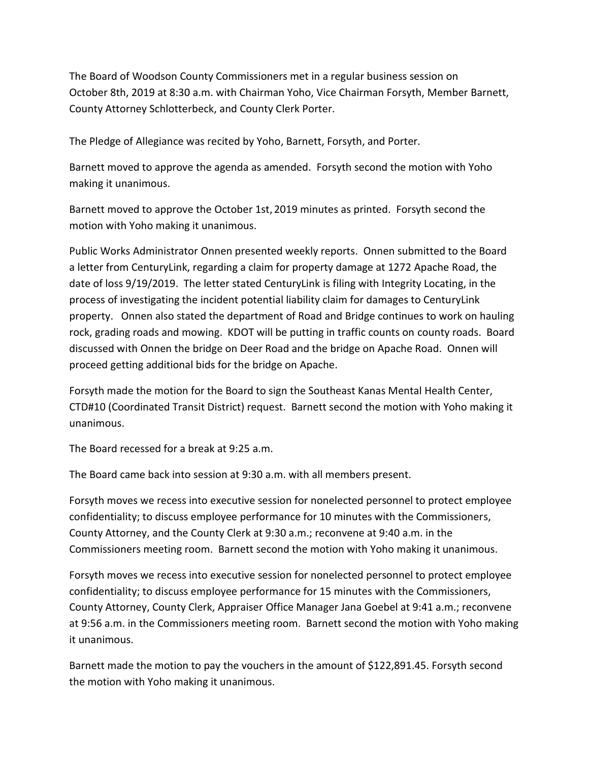The Board of Woodson County Commissioners met in a regular business session on October 8th, 2019 at 8:30 a.m. with Chairman Yoho, Vice Chairman Forsyth, Member Barnett, County Attorney Schlotterbeck, and County Clerk Porter.

The Pledge of Allegiance was recited by Yoho, Barnett, Forsyth, and Porter.

Barnett moved to approve the agenda as amended. Forsyth second the motion with Yoho making it unanimous.

Barnett moved to approve the October 1st, 2019 minutes as printed. Forsyth second the motion with Yoho making it unanimous.

Public Works Administrator Onnen presented weekly reports. Onnen submitted to the Board a letter from CenturyLink, regarding a claim for property damage at 1272 Apache Road, the date of loss 9/19/2019. The letter stated CenturyLink is filing with Integrity Locating, in the process of investigating the incident potential liability claim for damages to CenturyLink property. Onnen also stated the department of Road and Bridge continues to work on hauling rock, grading roads and mowing. KDOT will be putting in traffic counts on county roads. Board discussed with Onnen the bridge on Deer Road and the bridge on Apache Road. Onnen will proceed getting additional bids for the bridge on Apache.

Forsyth made the motion for the Board to sign the Southeast Kanas Mental Health Center, CTD#10 (Coordinated Transit District) request. Barnett second the motion with Yoho making it unanimous.

The Board recessed for a break at 9:25 a.m.

The Board came back into session at 9:30 a.m. with all members present.

Forsyth moves we recess into executive session for nonelected personnel to protect employee confidentiality; to discuss employee performance for 10 minutes with the Commissioners, County Attorney, and the County Clerk at 9:30 a.m.; reconvene at 9:40 a.m. in the Commissioners meeting room. Barnett second the motion with Yoho making it unanimous.

Forsyth moves we recess into executive session for nonelected personnel to protect employee confidentiality; to discuss employee performance for 15 minutes with the Commissioners, County Attorney, County Clerk, Appraiser Office Manager Jana Goebel at 9:41 a.m.; reconvene at 9:56 a.m. in the Commissioners meeting room. Barnett second the motion with Yoho making it unanimous.

Barnett made the motion to pay the vouchers in the amount of $122,891.45. Forsyth second the motion with Yoho making it unanimous.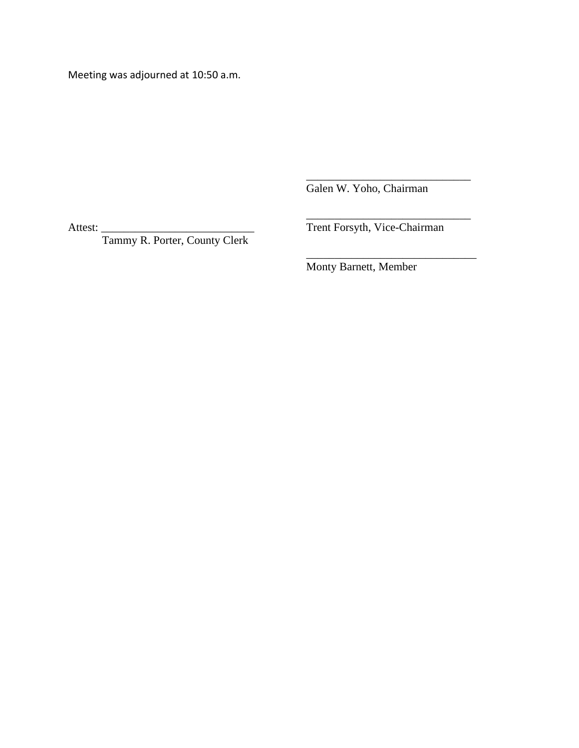Meeting was adjourned at 10:50 a.m.

_____________________________
Galen W. Yoho, Chairman

_____________________________
Trent Forsyth, Vice-Chairman

_____________________________
Monty Barnett, Member

Attest: ___________________________
Tammy R. Porter, County Clerk